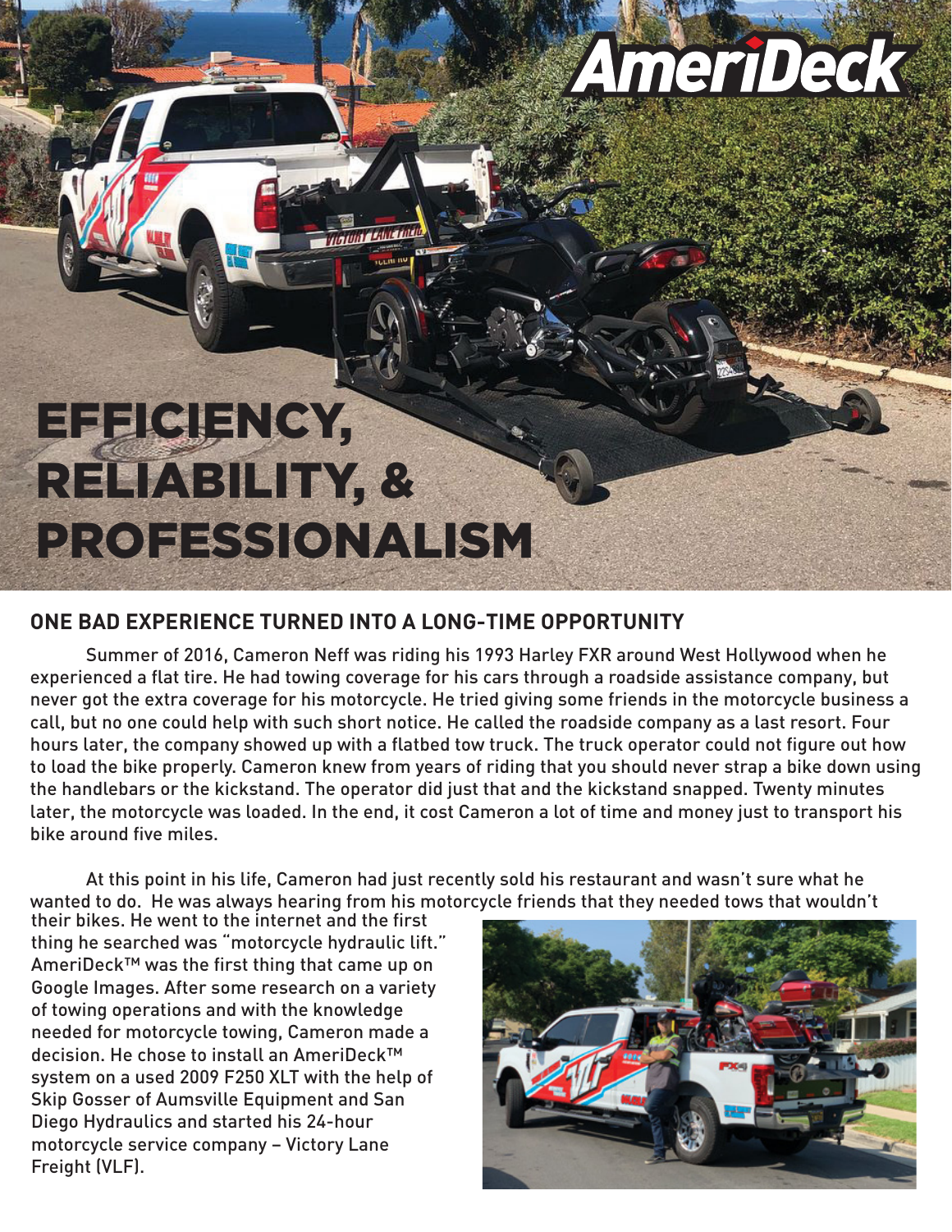# EFFICIENCY, RELIABILITY, & PROFESSIONALISM

## ONE BAD EXPERIENCE TURNED INTO A LONG-TIME OPPORTUNITY

Summer of 2016, Cameron Neff was riding his 1993 Harley FXR around West Hollywood when he experienced a flat tire. He had towing coverage for his cars through a roadside assistance company, but never got the extra coverage for his motorcycle. He tried giving some friends in the motorcycle business a call, but no one could help with such short notice. He called the roadside company as a last resort. Four hours later, the company showed up with a flatbed tow truck. The truck operator could not figure out how to load the bike properly. Cameron knew from years of riding that you should never strap a bike down using the handlebars or the kickstand. The operator did just that and the kickstand snapped. Twenty minutes later, the motorcycle was loaded. In the end, it cost Cameron a lot of time and money just to transport his bike around five miles.

At this point in his life, Cameron had just recently sold his restaurant and wasn't sure what he wanted to do. He was always hearing from his motorcycle friends that they needed tows that wouldn't their bikes. He went to the internet and the first thing he searched was "motorcycle hydraulic lift." AmeriDeck™ was the first thing that came up on Google Images. After some research on a variety of towing operations and with the knowledge needed for motorcycle towing, Cameron made a decision. He chose to install an AmeriDeck™ system on a used 2009 F250 XLT with the help of Skip Gosser of Aumsville Equipment and San Diego Hydraulics and started his 24-hour motorcycle service company – Victory Lane Freight (VLF).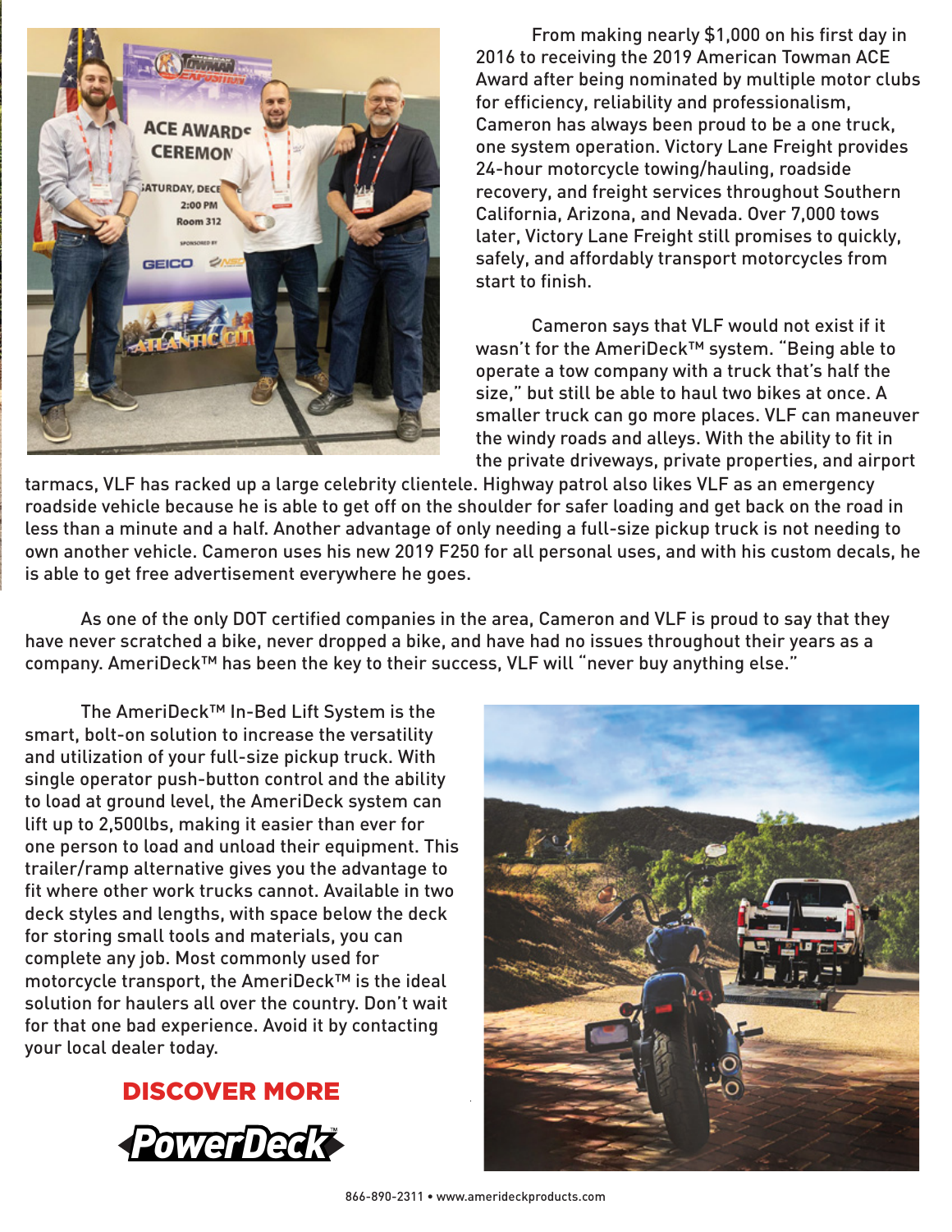From making nearly $1,000 on his first day in 2016 to receiving the 2019 American Towman ACE Award after being nominated by multiple motor clubs for efficiency, reliability and professionalism, Cameron has always been proud to be a one truck, one system operation. Victory Lane Freight provides 24-hour motorcycle towing/hauling, roadside recovery, and freight services throughout Southern California, Arizona, and Nevada. Over 7,000 tows later, Victory Lane Freight still promises to quickly, safely, and affordably transport motorcycles from start to finish.

Cameron says that VLF would not exist if it wasn't for the AmeriDeck™ system. "Being able to operate a tow company with a truck that's half the size," but still be able to haul two bikes at once. A smaller truck can go more places. VLF can maneuver the windy roads and alleys. With the ability to fit in the private driveways, private properties, and airport tarmacs, VLF has racked up a large celebrity clientele. Highway patrol also likes VLF as an emergency roadside vehicle because he is able to get off on the shoulder for safer loading and get back on the road in less than a minute and a half. Another advantage of only needing a full-size pickup truck is not needing to own another vehicle. Cameron uses his new 2019 F250 for all personal uses, and with his custom decals, he is able to get free advertisement everywhere he goes.

As one of the only DOT certified companies in the area, Cameron and VLF is proud to say that they have never scratched a bike, never dropped a bike, and have had no issues throughout their years as a company. AmeriDeck™ has been the key to their success, VLF will "never buy anything else."

The AmeriDeck™ In-Bed Lift System is the smart, bolt-on solution to increase the versatility and utilization of your full-size pickup truck. With single operator push-button control and the ability to load at ground level, the AmeriDeck system can lift up to 2,500lbs, making it easier than ever for one person to load and unload their equipment. This trailer/ramp alternative gives you the advantage to fit where other work trucks cannot. Available in two deck styles and lengths, with space below the deck for storing small tools and materials, you can complete any job. Most commonly used for motorcycle transport, the AmeriDeck™ is the ideal solution for haulers all over the country. Don't wait for that one bad experience. Avoid it by contacting your local dealer today.

**DISCOVER MORE**

**PowerDeck™**

866-890-2311 • www.amerideckproducts.com